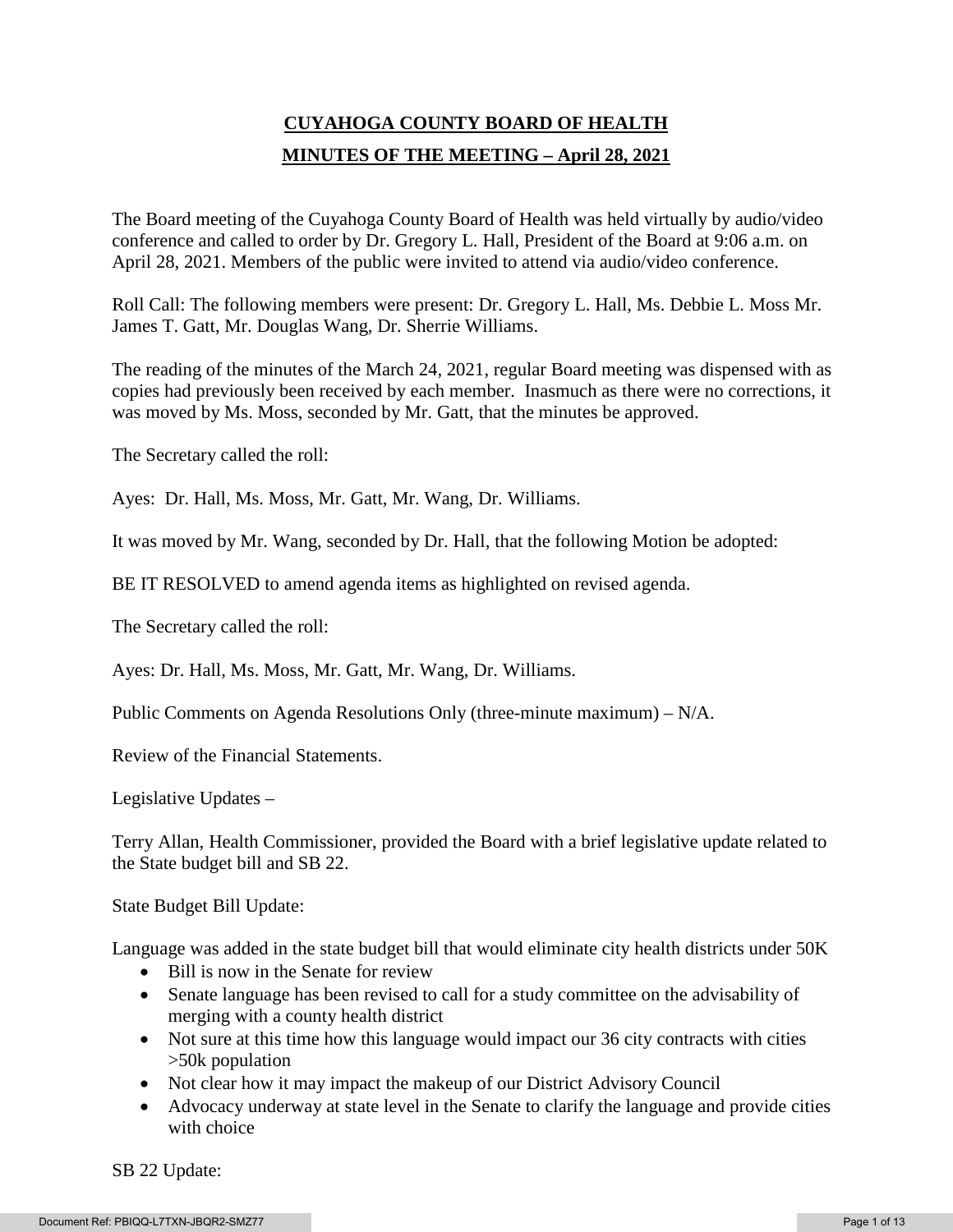# CUYAHOGA COUNTY BOARD OF HEALTH

## MINUTES OF THE MEETING – April 28, 2021

The Board meeting of the Cuyahoga County Board of Health was held virtually by audio/video conference and called to order by Dr. Gregory L. Hall, President of the Board at 9:06 a.m. on April 28, 2021. Members of the public were invited to attend via audio/video conference.

Roll Call: The following members were present: Dr. Gregory L. Hall, Ms. Debbie L. Moss Mr. James T. Gatt, Mr. Douglas Wang, Dr. Sherrie Williams.

The reading of the minutes of the March 24, 2021, regular Board meeting was dispensed with as copies had previously been received by each member. Inasmuch as there were no corrections, it was moved by Ms. Moss, seconded by Mr. Gatt, that the minutes be approved.

The Secretary called the roll:

Ayes: Dr. Hall, Ms. Moss, Mr. Gatt, Mr. Wang, Dr. Williams.

It was moved by Mr. Wang, seconded by Dr. Hall, that the following Motion be adopted:

BE IT RESOLVED to amend agenda items as highlighted on revised agenda.

The Secretary called the roll:

Ayes: Dr. Hall, Ms. Moss, Mr. Gatt, Mr. Wang, Dr. Williams.

Public Comments on Agenda Resolutions Only (three-minute maximum) – N/A.

Review of the Financial Statements.

Legislative Updates –

Terry Allan, Health Commissioner, provided the Board with a brief legislative update related to the State budget bill and SB 22.

State Budget Bill Update:

Language was added in the state budget bill that would eliminate city health districts under 50K

- Bill is now in the Senate for review
- Senate language has been revised to call for a study committee on the advisability of merging with a county health district
- Not sure at this time how this language would impact our 36 city contracts with cities >50k population
- Not clear how it may impact the makeup of our District Advisory Council
- Advocacy underway at state level in the Senate to clarify the language and provide cities with choice

SB 22 Update: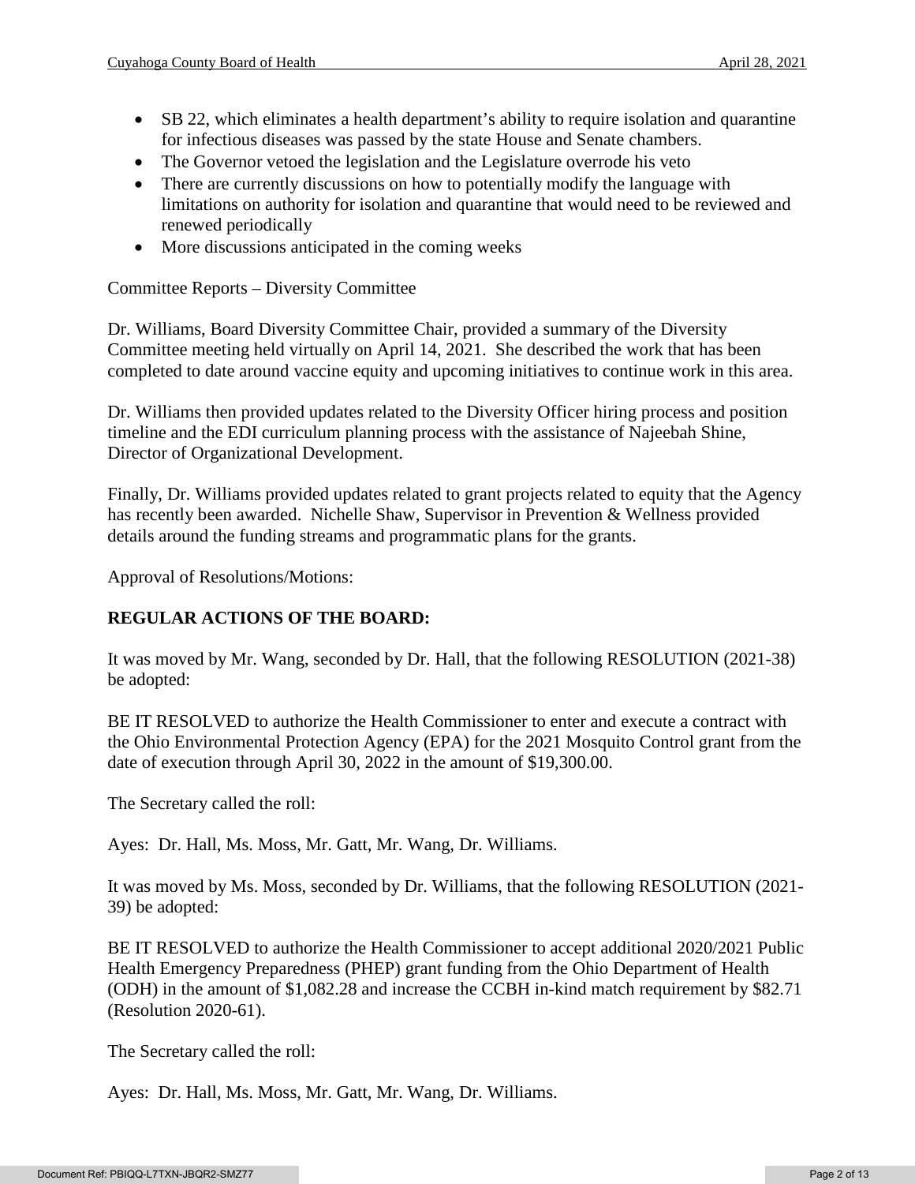- SB 22, which eliminates a health department's ability to require isolation and quarantine for infectious diseases was passed by the state House and Senate chambers.
- The Governor vetoed the legislation and the Legislature overrode his veto
- There are currently discussions on how to potentially modify the language with limitations on authority for isolation and quarantine that would need to be reviewed and renewed periodically
- More discussions anticipated in the coming weeks

Committee Reports – Diversity Committee

Dr. Williams, Board Diversity Committee Chair, provided a summary of the Diversity Committee meeting held virtually on April 14, 2021. She described the work that has been completed to date around vaccine equity and upcoming initiatives to continue work in this area.

Dr. Williams then provided updates related to the Diversity Officer hiring process and position timeline and the EDI curriculum planning process with the assistance of Najeebah Shine, Director of Organizational Development.

Finally, Dr. Williams provided updates related to grant projects related to equity that the Agency has recently been awarded. Nichelle Shaw, Supervisor in Prevention & Wellness provided details around the funding streams and programmatic plans for the grants.

Approval of Resolutions/Motions:

**REGULAR ACTIONS OF THE BOARD:**

It was moved by Mr. Wang, seconded by Dr. Hall, that the following RESOLUTION (2021-38) be adopted:

BE IT RESOLVED to authorize the Health Commissioner to enter and execute a contract with the Ohio Environmental Protection Agency (EPA) for the 2021 Mosquito Control grant from the date of execution through April 30, 2022 in the amount of $19,300.00.

The Secretary called the roll:

Ayes: Dr. Hall, Ms. Moss, Mr. Gatt, Mr. Wang, Dr. Williams.

It was moved by Ms. Moss, seconded by Dr. Williams, that the following RESOLUTION (2021-39) be adopted:

BE IT RESOLVED to authorize the Health Commissioner to accept additional 2020/2021 Public Health Emergency Preparedness (PHEP) grant funding from the Ohio Department of Health (ODH) in the amount of $1,082.28 and increase the CCBH in-kind match requirement by $82.71 (Resolution 2020-61).

The Secretary called the roll:

Ayes: Dr. Hall, Ms. Moss, Mr. Gatt, Mr. Wang, Dr. Williams.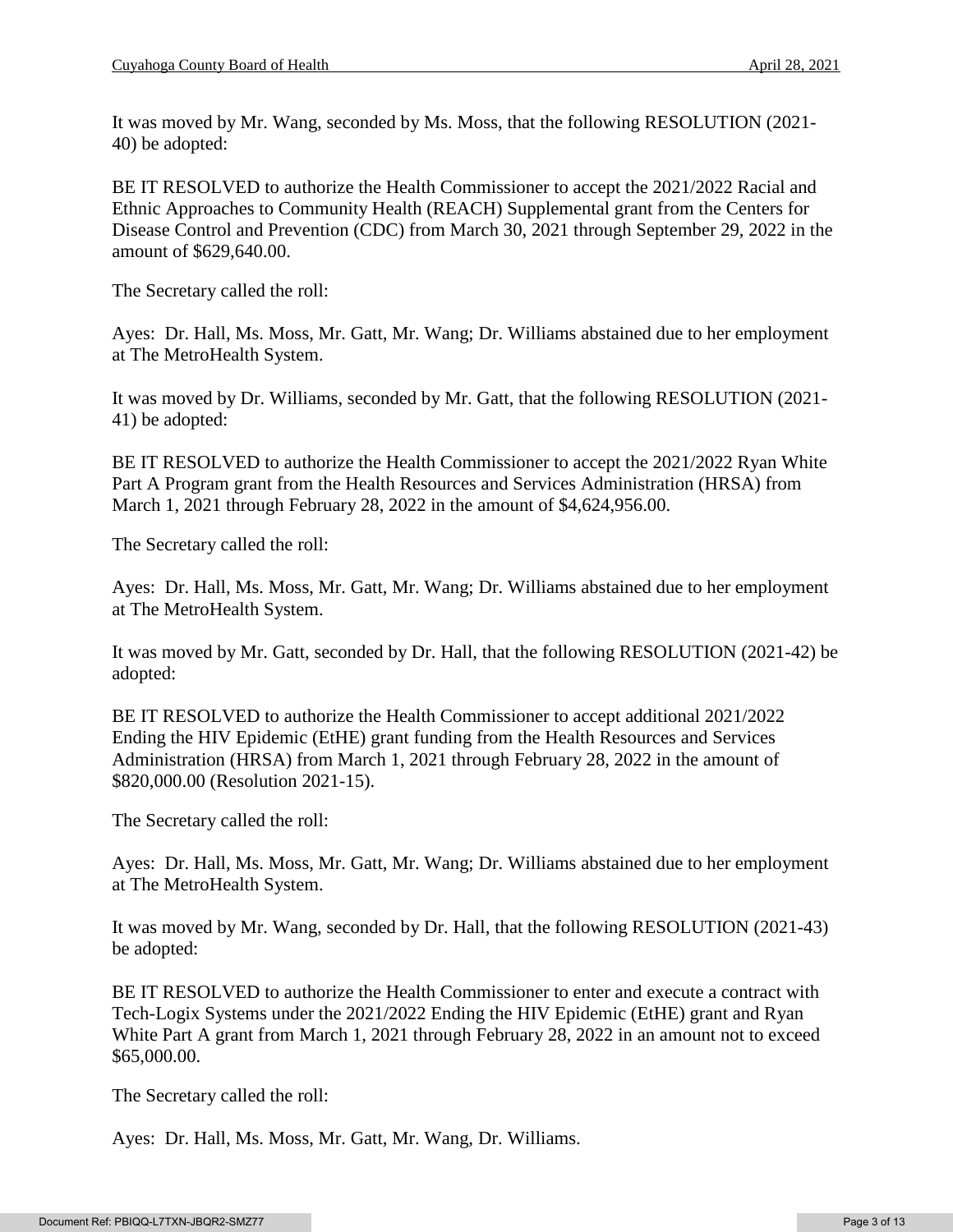It was moved by Mr. Wang, seconded by Ms. Moss, that the following RESOLUTION (2021-40) be adopted:

BE IT RESOLVED to authorize the Health Commissioner to accept the 2021/2022 Racial and Ethnic Approaches to Community Health (REACH) Supplemental grant from the Centers for Disease Control and Prevention (CDC) from March 30, 2021 through September 29, 2022 in the amount of $629,640.00.

The Secretary called the roll:

Ayes: Dr. Hall, Ms. Moss, Mr. Gatt, Mr. Wang; Dr. Williams abstained due to her employment at The MetroHealth System.

It was moved by Dr. Williams, seconded by Mr. Gatt, that the following RESOLUTION (2021-41) be adopted:

BE IT RESOLVED to authorize the Health Commissioner to accept the 2021/2022 Ryan White Part A Program grant from the Health Resources and Services Administration (HRSA) from March 1, 2021 through February 28, 2022 in the amount of $4,624,956.00.

The Secretary called the roll:

Ayes: Dr. Hall, Ms. Moss, Mr. Gatt, Mr. Wang; Dr. Williams abstained due to her employment at The MetroHealth System.

It was moved by Mr. Gatt, seconded by Dr. Hall, that the following RESOLUTION (2021-42) be adopted:

BE IT RESOLVED to authorize the Health Commissioner to accept additional 2021/2022 Ending the HIV Epidemic (EtHE) grant funding from the Health Resources and Services Administration (HRSA) from March 1, 2021 through February 28, 2022 in the amount of $820,000.00 (Resolution 2021-15).

The Secretary called the roll:

Ayes: Dr. Hall, Ms. Moss, Mr. Gatt, Mr. Wang; Dr. Williams abstained due to her employment at The MetroHealth System.

It was moved by Mr. Wang, seconded by Dr. Hall, that the following RESOLUTION (2021-43) be adopted:

BE IT RESOLVED to authorize the Health Commissioner to enter and execute a contract with Tech-Logix Systems under the 2021/2022 Ending the HIV Epidemic (EtHE) grant and Ryan White Part A grant from March 1, 2021 through February 28, 2022 in an amount not to exceed $65,000.00.

The Secretary called the roll:

Ayes: Dr. Hall, Ms. Moss, Mr. Gatt, Mr. Wang, Dr. Williams.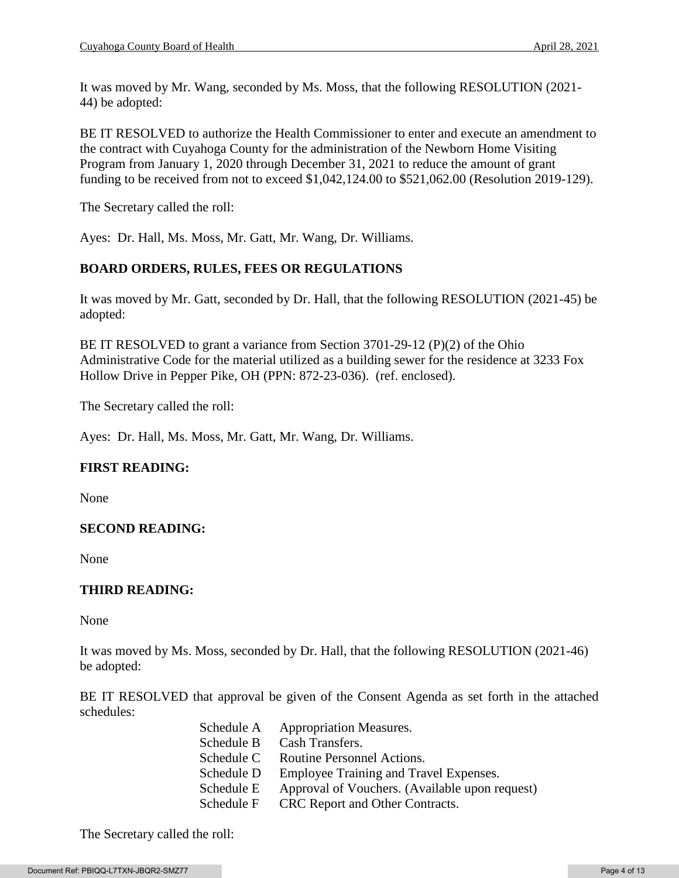It was moved by Mr. Wang, seconded by Ms. Moss, that the following RESOLUTION (2021-44) be adopted:

BE IT RESOLVED to authorize the Health Commissioner to enter and execute an amendment to the contract with Cuyahoga County for the administration of the Newborn Home Visiting Program from January 1, 2020 through December 31, 2021 to reduce the amount of grant funding to be received from not to exceed $1,042,124.00 to $521,062.00 (Resolution 2019-129).

The Secretary called the roll:

Ayes: Dr. Hall, Ms. Moss, Mr. Gatt, Mr. Wang, Dr. Williams.

**BOARD ORDERS, RULES, FEES OR REGULATIONS**

It was moved by Mr. Gatt, seconded by Dr. Hall, that the following RESOLUTION (2021-45) be adopted:

BE IT RESOLVED to grant a variance from Section 3701-29-12 (P)(2) of the Ohio Administrative Code for the material utilized as a building sewer for the residence at 3233 Fox Hollow Drive in Pepper Pike, OH (PPN: 872-23-036). (ref. enclosed).

The Secretary called the roll:

Ayes: Dr. Hall, Ms. Moss, Mr. Gatt, Mr. Wang, Dr. Williams.

**FIRST READING:**

None

**SECOND READING:**

None

**THIRD READING:**

None

It was moved by Ms. Moss, seconded by Dr. Hall, that the following RESOLUTION (2021-46) be adopted:

BE IT RESOLVED that approval be given of the Consent Agenda as set forth in the attached schedules:

Schedule A Appropriation Measures.
Schedule B Cash Transfers.
Schedule C Routine Personnel Actions.
Schedule D Employee Training and Travel Expenses.
Schedule E Approval of Vouchers. (Available upon request)
Schedule F CRC Report and Other Contracts.

The Secretary called the roll: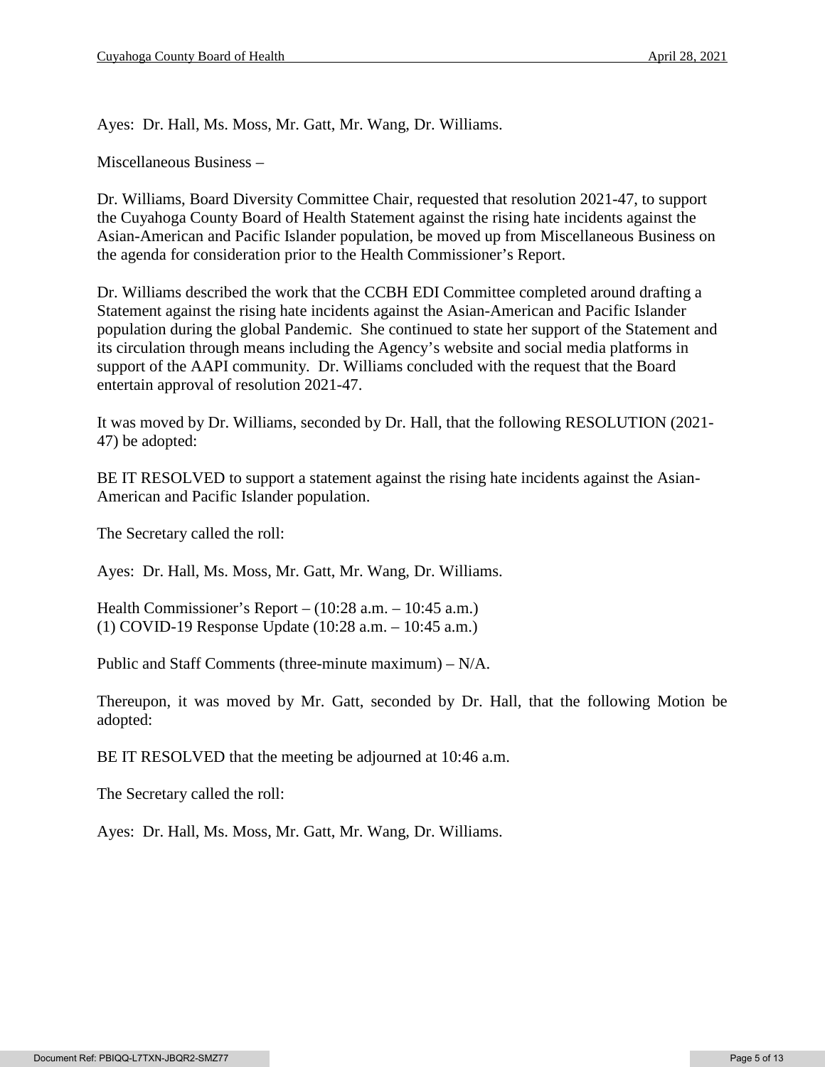Ayes: Dr. Hall, Ms. Moss, Mr. Gatt, Mr. Wang, Dr. Williams.

Miscellaneous Business –

Dr. Williams, Board Diversity Committee Chair, requested that resolution 2021-47, to support the Cuyahoga County Board of Health Statement against the rising hate incidents against the Asian-American and Pacific Islander population, be moved up from Miscellaneous Business on the agenda for consideration prior to the Health Commissioner's Report.

Dr. Williams described the work that the CCBH EDI Committee completed around drafting a Statement against the rising hate incidents against the Asian-American and Pacific Islander population during the global Pandemic. She continued to state her support of the Statement and its circulation through means including the Agency's website and social media platforms in support of the AAPI community. Dr. Williams concluded with the request that the Board entertain approval of resolution 2021-47.

It was moved by Dr. Williams, seconded by Dr. Hall, that the following RESOLUTION (2021-47) be adopted:

BE IT RESOLVED to support a statement against the rising hate incidents against the Asian-American and Pacific Islander population.

The Secretary called the roll:

Ayes: Dr. Hall, Ms. Moss, Mr. Gatt, Mr. Wang, Dr. Williams.

Health Commissioner's Report – (10:28 a.m. – 10:45 a.m.)
(1) COVID-19 Response Update (10:28 a.m. – 10:45 a.m.)

Public and Staff Comments (three-minute maximum) – N/A.

Thereupon, it was moved by Mr. Gatt, seconded by Dr. Hall, that the following Motion be adopted:

BE IT RESOLVED that the meeting be adjourned at 10:46 a.m.

The Secretary called the roll:

Ayes: Dr. Hall, Ms. Moss, Mr. Gatt, Mr. Wang, Dr. Williams.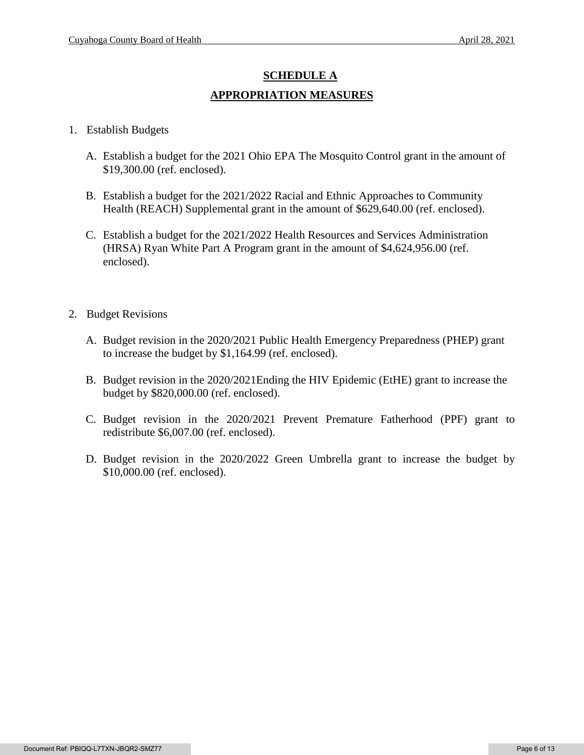# SCHEDULE A

## APPROPRIATION MEASURES

1. Establish Budgets

   A. Establish a budget for the 2021 Ohio EPA The Mosquito Control grant in the amount of $19,300.00 (ref. enclosed).

   B. Establish a budget for the 2021/2022 Racial and Ethnic Approaches to Community Health (REACH) Supplemental grant in the amount of $629,640.00 (ref. enclosed).

   C. Establish a budget for the 2021/2022 Health Resources and Services Administration (HRSA) Ryan White Part A Program grant in the amount of $4,624,956.00 (ref. enclosed).

2. Budget Revisions

   A. Budget revision in the 2020/2021 Public Health Emergency Preparedness (PHEP) grant to increase the budget by $1,164.99 (ref. enclosed).

   B. Budget revision in the 2020/2021Ending the HIV Epidemic (EtHE) grant to increase the budget by $820,000.00 (ref. enclosed).

   C. Budget revision in the 2020/2021 Prevent Premature Fatherhood (PPF) grant to redistribute $6,007.00 (ref. enclosed).

   D. Budget revision in the 2020/2022 Green Umbrella grant to increase the budget by $10,000.00 (ref. enclosed).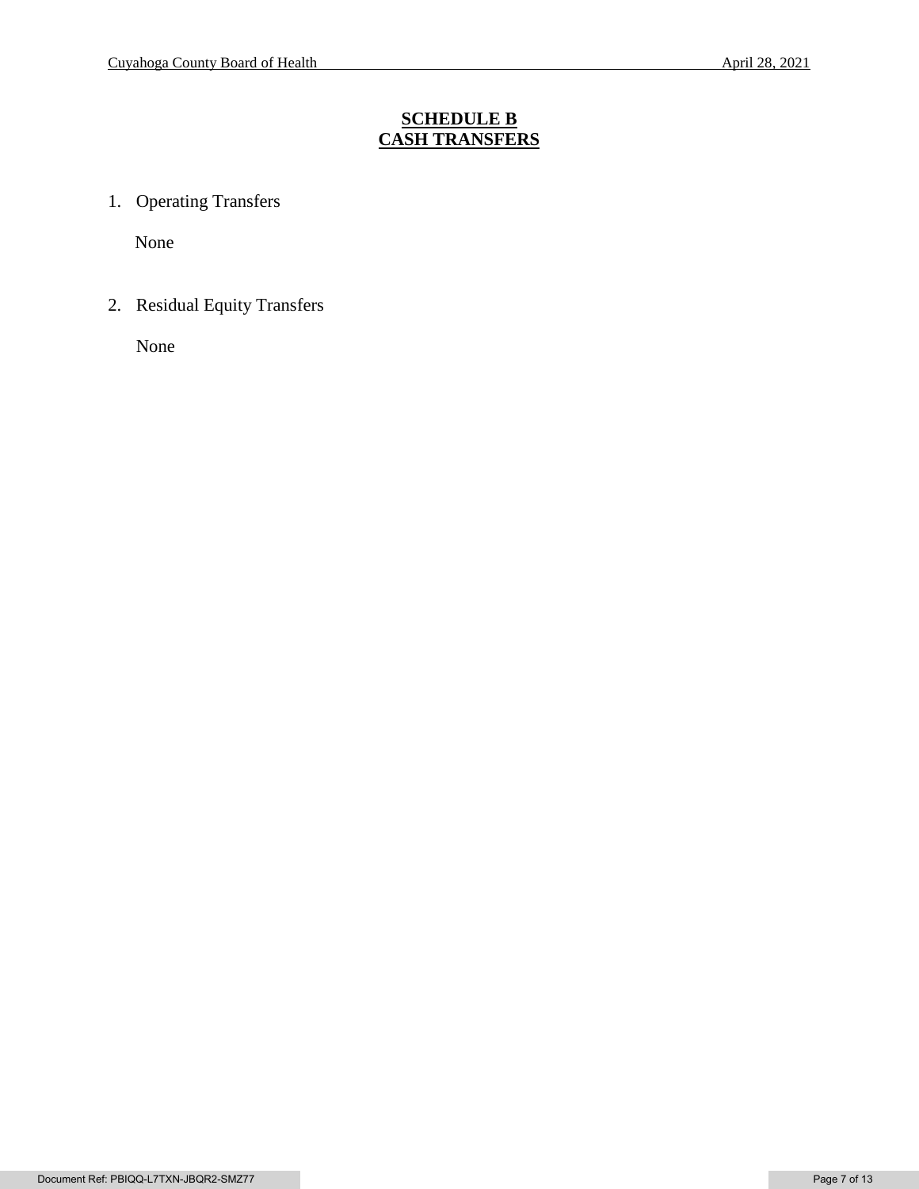## SCHEDULE B
## CASH TRANSFERS

1. Operating Transfers

   None

2. Residual Equity Transfers

   None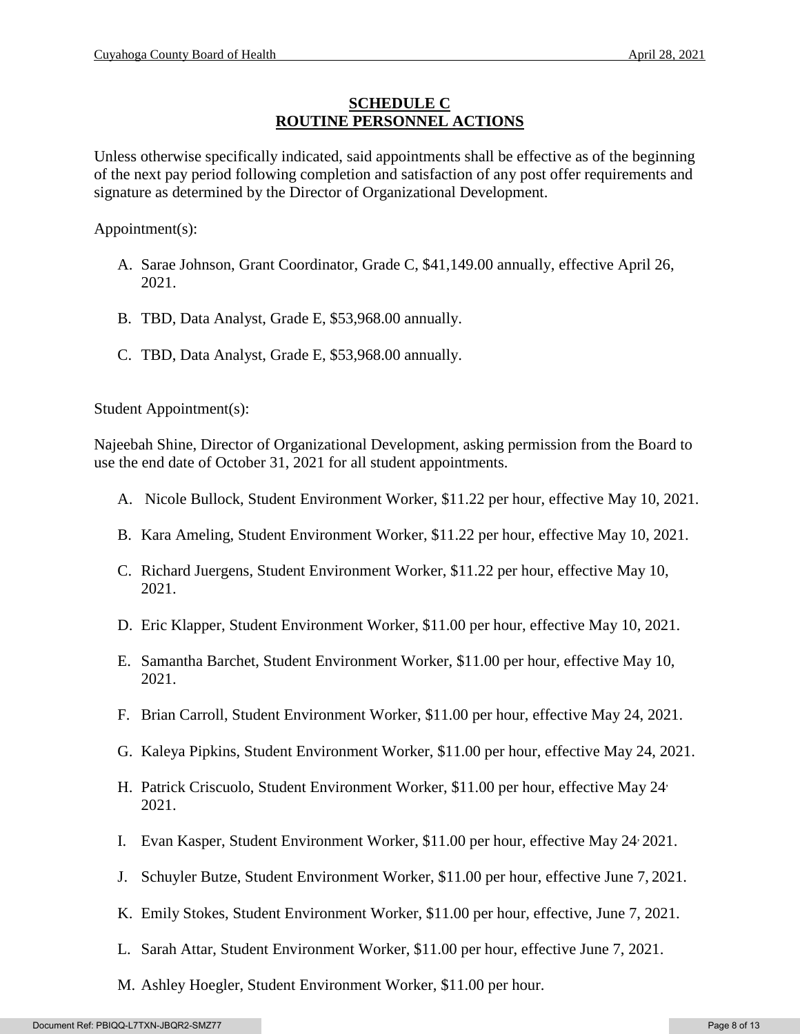## SCHEDULE C
## ROUTINE PERSONNEL ACTIONS

Unless otherwise specifically indicated, said appointments shall be effective as of the beginning of the next pay period following completion and satisfaction of any post offer requirements and signature as determined by the Director of Organizational Development.

Appointment(s):

A. Sarae Johnson, Grant Coordinator, Grade C, $41,149.00 annually, effective April 26, 2021.

B. TBD, Data Analyst, Grade E, $53,968.00 annually.

C. TBD, Data Analyst, Grade E, $53,968.00 annually.

Student Appointment(s):

Najeebah Shine, Director of Organizational Development, asking permission from the Board to use the end date of October 31, 2021 for all student appointments.

A. Nicole Bullock, Student Environment Worker, $11.22 per hour, effective May 10, 2021.

B. Kara Ameling, Student Environment Worker, $11.22 per hour, effective May 10, 2021.

C. Richard Juergens, Student Environment Worker, $11.22 per hour, effective May 10, 2021.

D. Eric Klapper, Student Environment Worker, $11.00 per hour, effective May 10, 2021.

E. Samantha Barchet, Student Environment Worker, $11.00 per hour, effective May 10, 2021.

F. Brian Carroll, Student Environment Worker, $11.00 per hour, effective May 24, 2021.

G. Kaleya Pipkins, Student Environment Worker, $11.00 per hour, effective May 24, 2021.

H. Patrick Criscuolo, Student Environment Worker, $11.00 per hour, effective May 24, 2021.

I. Evan Kasper, Student Environment Worker, $11.00 per hour, effective May 24, 2021.

J. Schuyler Butze, Student Environment Worker, $11.00 per hour, effective June 7, 2021.

K. Emily Stokes, Student Environment Worker, $11.00 per hour, effective, June 7, 2021.

L. Sarah Attar, Student Environment Worker, $11.00 per hour, effective June 7, 2021.

M. Ashley Hoegler, Student Environment Worker, $11.00 per hour.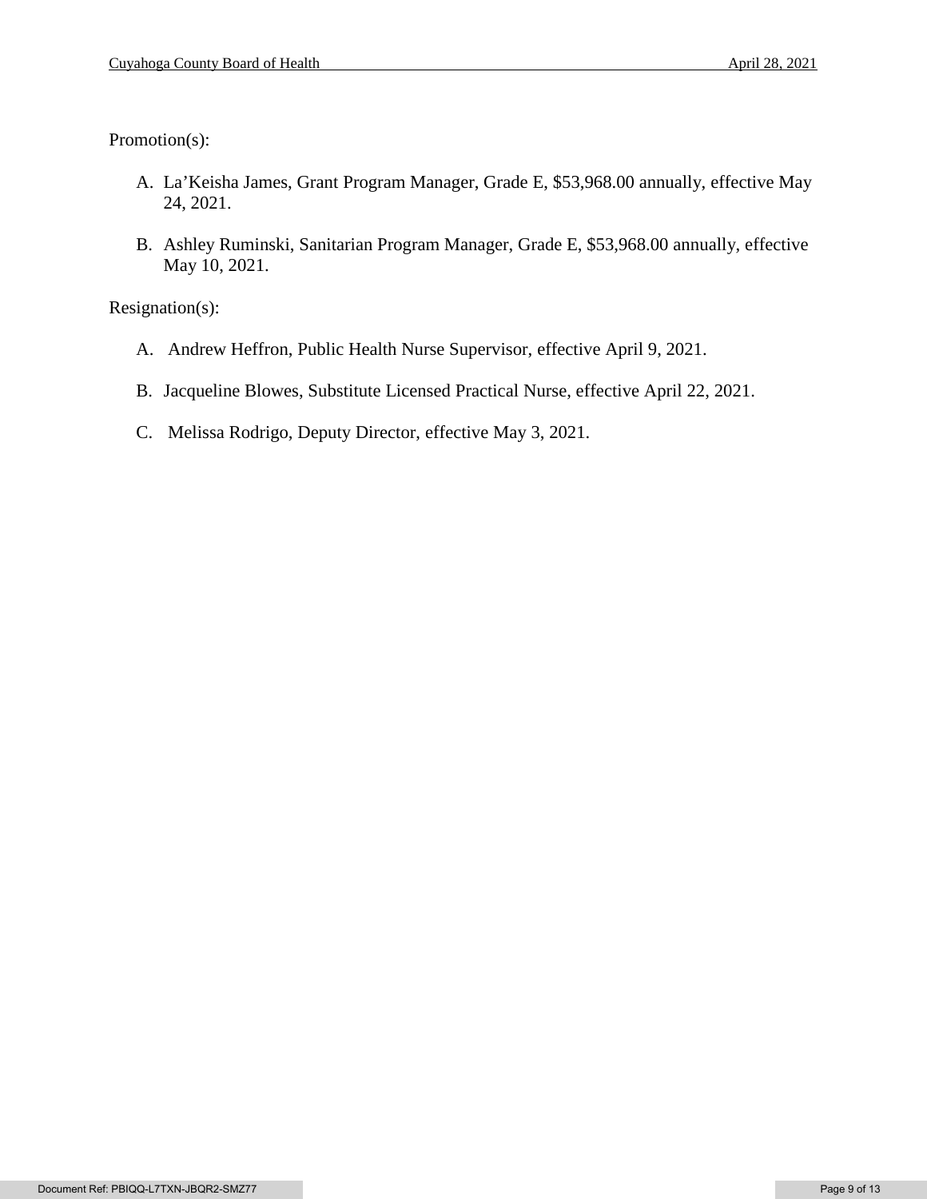Promotion(s):

A. La'Keisha James, Grant Program Manager, Grade E, $53,968.00 annually, effective May 24, 2021.

B. Ashley Ruminski, Sanitarian Program Manager, Grade E, $53,968.00 annually, effective May 10, 2021.

Resignation(s):

A. Andrew Heffron, Public Health Nurse Supervisor, effective April 9, 2021.

B. Jacqueline Blowes, Substitute Licensed Practical Nurse, effective April 22, 2021.

C. Melissa Rodrigo, Deputy Director, effective May 3, 2021.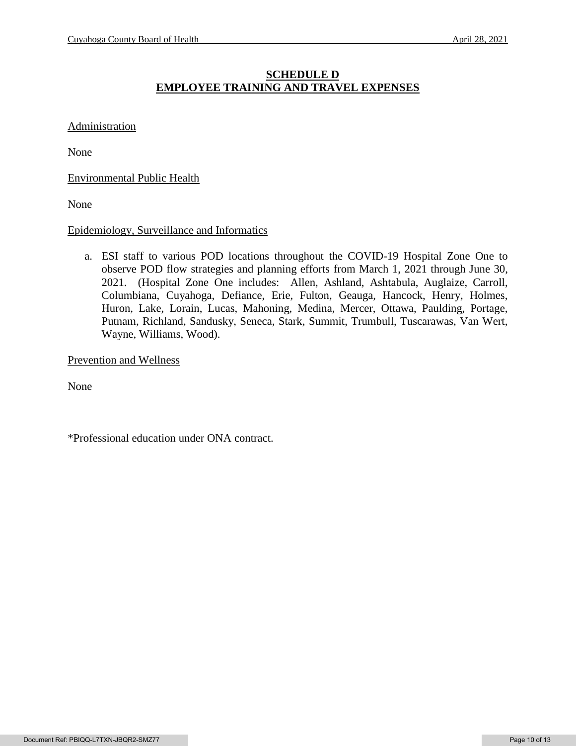## SCHEDULE D
## EMPLOYEE TRAINING AND TRAVEL EXPENSES

Administration

None

Environmental Public Health

None

Epidemiology, Surveillance and Informatics

a. ESI staff to various POD locations throughout the COVID-19 Hospital Zone One to observe POD flow strategies and planning efforts from March 1, 2021 through June 30, 2021. (Hospital Zone One includes: Allen, Ashland, Ashtabula, Auglaize, Carroll, Columbiana, Cuyahoga, Defiance, Erie, Fulton, Geauga, Hancock, Henry, Holmes, Huron, Lake, Lorain, Lucas, Mahoning, Medina, Mercer, Ottawa, Paulding, Portage, Putnam, Richland, Sandusky, Seneca, Stark, Summit, Trumbull, Tuscarawas, Van Wert, Wayne, Williams, Wood).

Prevention and Wellness

None

*Professional education under ONA contract.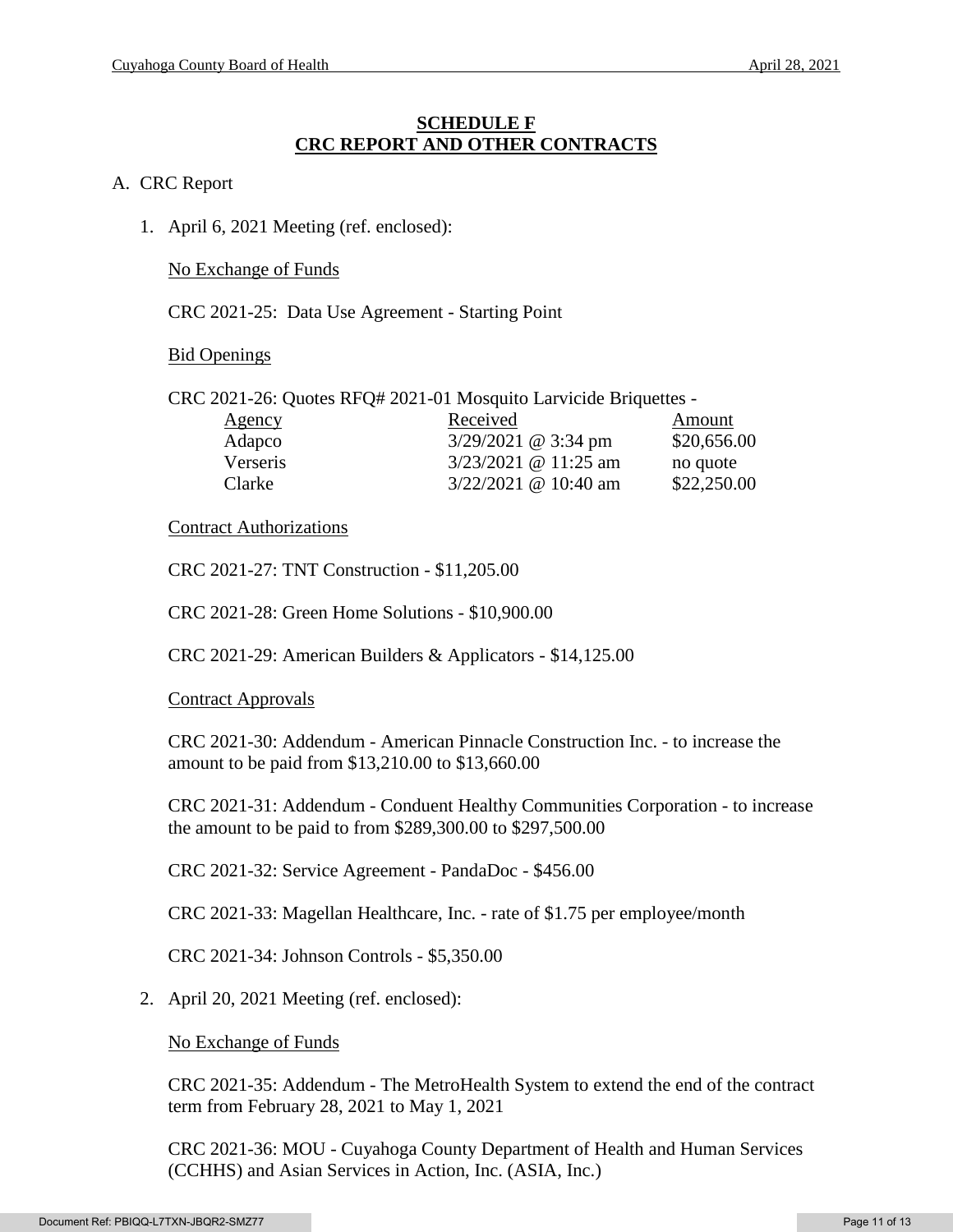## SCHEDULE F
## CRC REPORT AND OTHER CONTRACTS

A. CRC Report

1. April 6, 2021 Meeting (ref. enclosed):

   No Exchange of Funds

   CRC 2021-25: Data Use Agreement - Starting Point

   Bid Openings

   CRC 2021-26: Quotes RFQ# 2021-01 Mosquito Larvicide Briquettes -

   | Agency | Received | Amount |
   |---|---|---|
   | Adapco | 3/29/2021 @ 3:34 pm | $20,656.00 |
   | Verseris | 3/23/2021 @ 11:25 am | no quote |
   | Clarke | 3/22/2021 @ 10:40 am | $22,250.00 |

   Contract Authorizations

   CRC 2021-27: TNT Construction - $11,205.00

   CRC 2021-28: Green Home Solutions - $10,900.00

   CRC 2021-29: American Builders & Applicators - $14,125.00

   Contract Approvals

   CRC 2021-30: Addendum - American Pinnacle Construction Inc. - to increase the amount to be paid from $13,210.00 to $13,660.00

   CRC 2021-31: Addendum - Conduent Healthy Communities Corporation - to increase the amount to be paid to from $289,300.00 to $297,500.00

   CRC 2021-32: Service Agreement - PandaDoc - $456.00

   CRC 2021-33: Magellan Healthcare, Inc. - rate of $1.75 per employee/month

   CRC 2021-34: Johnson Controls - $5,350.00

2. April 20, 2021 Meeting (ref. enclosed):

   No Exchange of Funds

   CRC 2021-35: Addendum - The MetroHealth System to extend the end of the contract term from February 28, 2021 to May 1, 2021

   CRC 2021-36: MOU - Cuyahoga County Department of Health and Human Services (CCHHS) and Asian Services in Action, Inc. (ASIA, Inc.)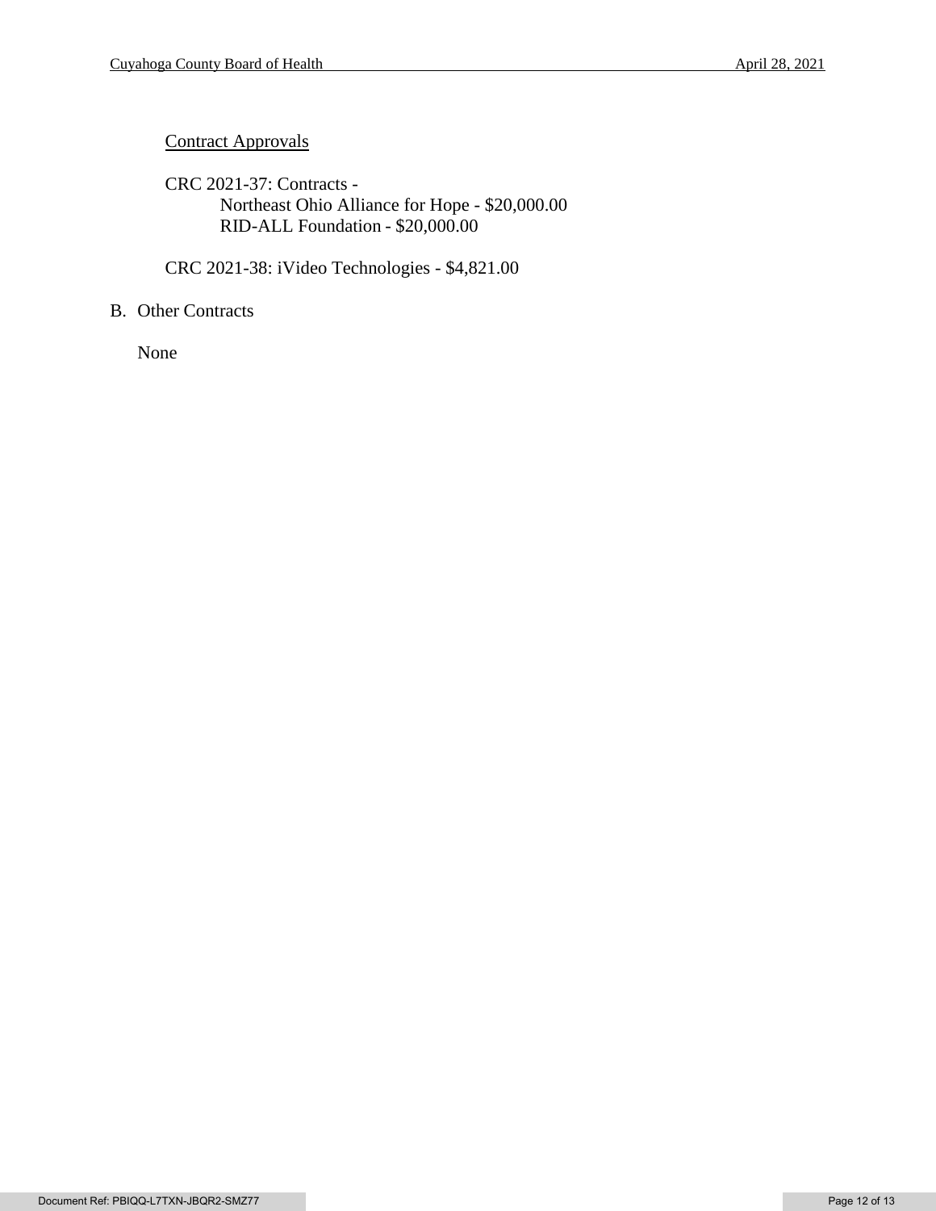Contract Approvals

CRC 2021-37: Contracts -
- Northeast Ohio Alliance for Hope - $20,000.00
- RID-ALL Foundation - $20,000.00

CRC 2021-38: iVideo Technologies - $4,821.00

B. Other Contracts

None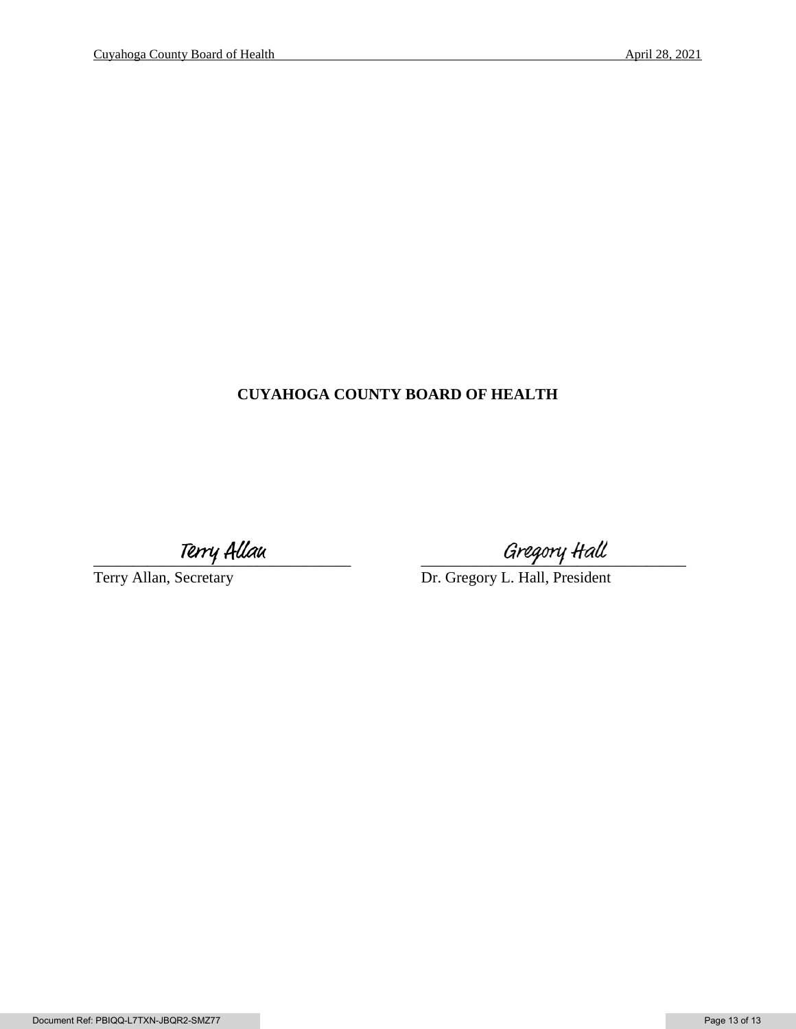**CUYAHOGA COUNTY BOARD OF HEALTH**

Terry Allan
Terry Allan, Secretary

Gregory Hall
Dr. Gregory L. Hall, President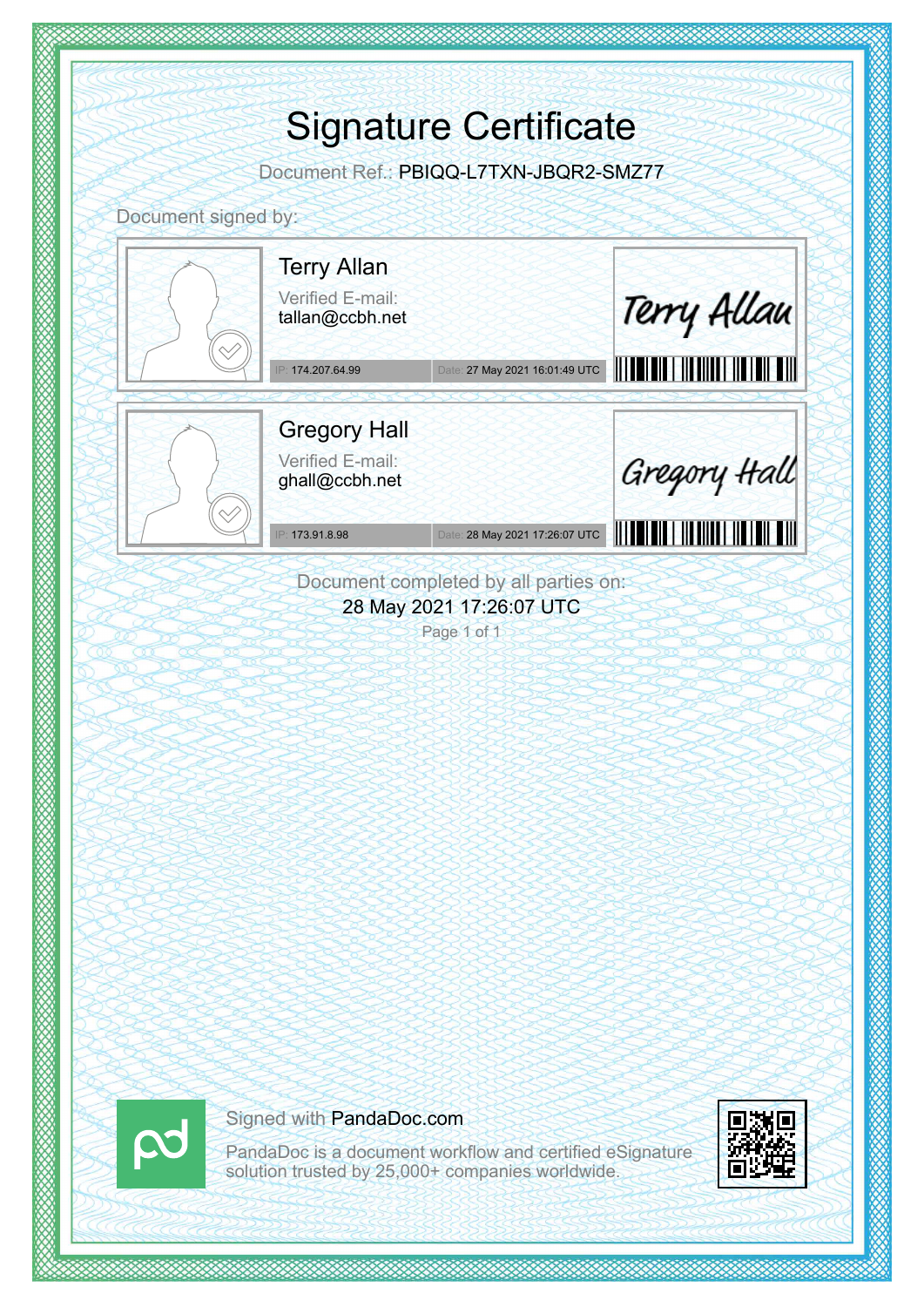# Signature Certificate

Document Ref.: PBIQQ-L7TXN-JBQR2-SMZ77

Document signed by:

**Terry Allan**

Verified E-mail:
tallan@ccbh.net

IP: 174.207.64.99 | Date: 27 May 2021 16:01:49 UTC

Terry Allan

**Gregory Hall**

Verified E-mail:
ghall@ccbh.net

IP: 173.91.8.98 | Date: 28 May 2021 17:26:07 UTC

Gregory Hall

Document completed by all parties on:
28 May 2021 17:26:07 UTC

Signed with PandaDoc.com

PandaDoc is a document workflow and certified eSignature solution trusted by 25,000+ companies worldwide.